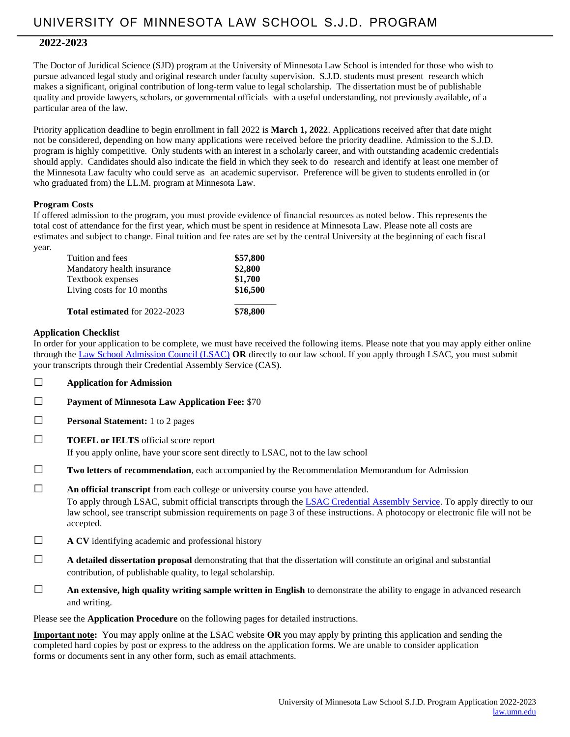# UNIVERSITY OF MINNESOTA LAW SCHOOL S.J.D. PROGRAM

## 2022-2023

The Doctor of Juridical Science (SJD) program at the University of Minnesota Law School is intended for those who wish to pursue advanced legal study and original research under faculty supervision. S.J.D. students must present research which makes a significant, original contribution of long-term value to legal scholarship. The dissertation must be of publishable quality and provide lawyers, scholars, or governmental officials with a useful understanding, not previously available, of a particular area of the law.

Priority application deadline to begin enrollment in fall 2022 is **March 1, 2022**. Applications received after that date might not be considered, depending on how many applications were received before the priority deadline. Admission to the S.J.D. program is highly competitive. Only students with an interest in a scholarly career, and with outstanding academic credentials should apply. Candidates should also indicate the field in which they seek to do research and identify at least one member of the Minnesota Law faculty who could serve as an academic supervisor. Preference will be given to students enrolled in (or who graduated from) the LL.M. program at Minnesota Law.

**Program Costs**

If offered admission to the program, you must provide evidence of financial resources as noted below. This represents the total cost of attendance for the first year, which must be spent in residence at Minnesota Law. Please note all costs are estimates and subject to change. Final tuition and fee rates are set by the central University at the beginning of each fiscal year.

| | |
|---|---|
| Tuition and fees | **$57,800** |
| Mandatory health insurance | **$2,800** |
| Textbook expenses | **$1,700** |
| Living costs for 10 months | **$16,500** |
| **Total estimated** for 2022-2023 | **$78,800** |

**Application Checklist**

In order for your application to be complete, we must have received the following items. Please note that you may apply either online through the Law School Admission Council (LSAC) **OR** directly to our law school. If you apply through LSAC, you must submit your transcripts through their Credential Assembly Service (CAS).

- ☐ **Application for Admission**
- ☐ **Payment of Minnesota Law Application Fee:** $70
- ☐ **Personal Statement:** 1 to 2 pages
- ☐ **TOEFL or IELTS** official score report
  If you apply online, have your score sent directly to LSAC, not to the law school
- ☐ **Two letters of recommendation**, each accompanied by the Recommendation Memorandum for Admission
- ☐ **An official transcript** from each college or university course you have attended.
  To apply through LSAC, submit official transcripts through the LSAC Credential Assembly Service. To apply directly to our law school, see transcript submission requirements on page 3 of these instructions. A photocopy or electronic file will not be accepted.
- ☐ **A CV** identifying academic and professional history
- ☐ **A detailed dissertation proposal** demonstrating that that the dissertation will constitute an original and substantial contribution, of publishable quality, to legal scholarship.
- ☐ **An extensive, high quality writing sample written in English** to demonstrate the ability to engage in advanced research and writing.

Please see the **Application Procedure** on the following pages for detailed instructions.

**Important note:** You may apply online at the LSAC website **OR** you may apply by printing this application and sending the completed hard copies by post or express to the address on the application forms. We are unable to consider application forms or documents sent in any other form, such as email attachments.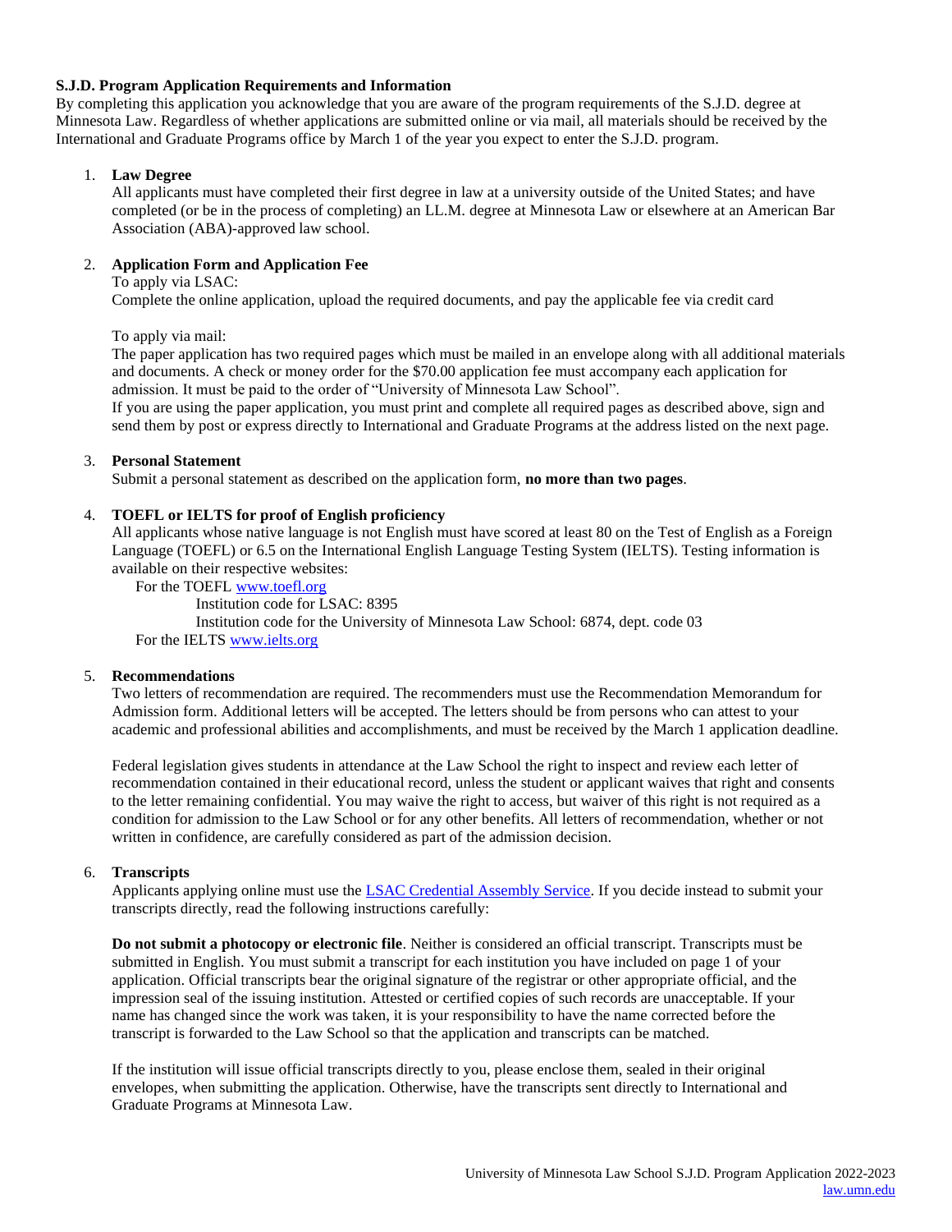## S.J.D. Program Application Requirements and Information

By completing this application you acknowledge that you are aware of the program requirements of the S.J.D. degree at Minnesota Law. Regardless of whether applications are submitted online or via mail, all materials should be received by the International and Graduate Programs office by March 1 of the year you expect to enter the S.J.D. program.

1. **Law Degree**
   All applicants must have completed their first degree in law at a university outside of the United States; and have completed (or be in the process of completing) an LL.M. degree at Minnesota Law or elsewhere at an American Bar Association (ABA)-approved law school.

2. **Application Form and Application Fee**
   To apply via LSAC:
   Complete the online application, upload the required documents, and pay the applicable fee via credit card

   To apply via mail:
   The paper application has two required pages which must be mailed in an envelope along with all additional materials and documents. A check or money order for the $70.00 application fee must accompany each application for admission. It must be paid to the order of "University of Minnesota Law School".
   If you are using the paper application, you must print and complete all required pages as described above, sign and send them by post or express directly to International and Graduate Programs at the address listed on the next page.

3. **Personal Statement**
   Submit a personal statement as described on the application form, **no more than two pages**.

4. **TOEFL or IELTS for proof of English proficiency**
   All applicants whose native language is not English must have scored at least 80 on the Test of English as a Foreign Language (TOEFL) or 6.5 on the International English Language Testing System (IELTS). Testing information is available on their respective websites:
   For the TOEFL [www.toefl.org](http://www.toefl.org)
   Institution code for LSAC: 8395
   Institution code for the University of Minnesota Law School: 6874, dept. code 03
   For the IELTS [www.ielts.org](http://www.ielts.org)

5. **Recommendations**
   Two letters of recommendation are required. The recommenders must use the Recommendation Memorandum for Admission form. Additional letters will be accepted. The letters should be from persons who can attest to your academic and professional abilities and accomplishments, and must be received by the March 1 application deadline.

   Federal legislation gives students in attendance at the Law School the right to inspect and review each letter of recommendation contained in their educational record, unless the student or applicant waives that right and consents to the letter remaining confidential. You may waive the right to access, but waiver of this right is not required as a condition for admission to the Law School or for any other benefits. All letters of recommendation, whether or not written in confidence, are carefully considered as part of the admission decision.

6. **Transcripts**
   Applicants applying online must use the LSAC Credential Assembly Service. If you decide instead to submit your transcripts directly, read the following instructions carefully:

   **Do not submit a photocopy or electronic file**. Neither is considered an official transcript. Transcripts must be submitted in English. You must submit a transcript for each institution you have included on page 1 of your application. Official transcripts bear the original signature of the registrar or other appropriate official, and the impression seal of the issuing institution. Attested or certified copies of such records are unacceptable. If your name has changed since the work was taken, it is your responsibility to have the name corrected before the transcript is forwarded to the Law School so that the application and transcripts can be matched.

   If the institution will issue official transcripts directly to you, please enclose them, sealed in their original envelopes, when submitting the application. Otherwise, have the transcripts sent directly to International and Graduate Programs at Minnesota Law.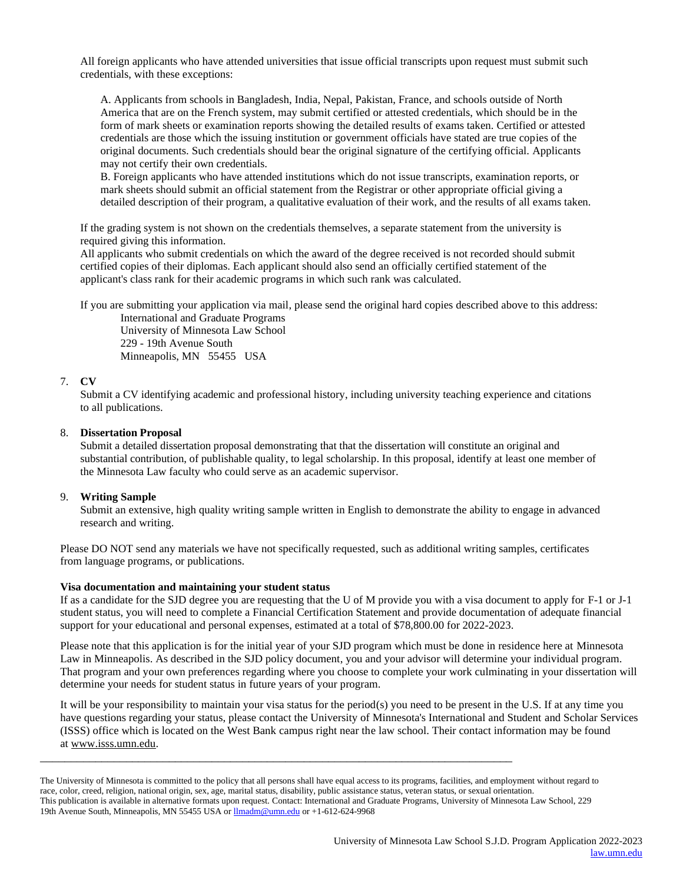All foreign applicants who have attended universities that issue official transcripts upon request must submit such credentials, with these exceptions:

A. Applicants from schools in Bangladesh, India, Nepal, Pakistan, France, and schools outside of North America that are on the French system, may submit certified or attested credentials, which should be in the form of mark sheets or examination reports showing the detailed results of exams taken. Certified or attested credentials are those which the issuing institution or government officials have stated are true copies of the original documents. Such credentials should bear the original signature of the certifying official. Applicants may not certify their own credentials.

B. Foreign applicants who have attended institutions which do not issue transcripts, examination reports, or mark sheets should submit an official statement from the Registrar or other appropriate official giving a detailed description of their program, a qualitative evaluation of their work, and the results of all exams taken.

If the grading system is not shown on the credentials themselves, a separate statement from the university is required giving this information.

All applicants who submit credentials on which the award of the degree received is not recorded should submit certified copies of their diplomas. Each applicant should also send an officially certified statement of the applicant's class rank for their academic programs in which such rank was calculated.

If you are submitting your application via mail, please send the original hard copies described above to this address:

International and Graduate Programs
University of Minnesota Law School
229 - 19th Avenue South
Minneapolis, MN 55455 USA

7. **CV**

   Submit a CV identifying academic and professional history, including university teaching experience and citations to all publications.

8. **Dissertation Proposal**

   Submit a detailed dissertation proposal demonstrating that that the dissertation will constitute an original and substantial contribution, of publishable quality, to legal scholarship. In this proposal, identify at least one member of the Minnesota Law faculty who could serve as an academic supervisor.

9. **Writing Sample**

   Submit an extensive, high quality writing sample written in English to demonstrate the ability to engage in advanced research and writing.

Please DO NOT send any materials we have not specifically requested, such as additional writing samples, certificates from language programs, or publications.

**Visa documentation and maintaining your student status**

If as a candidate for the SJD degree you are requesting that the U of M provide you with a visa document to apply for F-1 or J-1 student status, you will need to complete a Financial Certification Statement and provide documentation of adequate financial support for your educational and personal expenses, estimated at a total of $78,800.00 for 2022-2023.

Please note that this application is for the initial year of your SJD program which must be done in residence here at Minnesota Law in Minneapolis. As described in the SJD policy document, you and your advisor will determine your individual program. That program and your own preferences regarding where you choose to complete your work culminating in your dissertation will determine your needs for student status in future years of your program.

It will be your responsibility to maintain your visa status for the period(s) you need to be present in the U.S. If at any time you have questions regarding your status, please contact the University of Minnesota's International and Student and Scholar Services (ISSS) office which is located on the West Bank campus right near the law school. Their contact information may be found at www.isss.umn.edu.

---

The University of Minnesota is committed to the policy that all persons shall have equal access to its programs, facilities, and employment without regard to race, color, creed, religion, national origin, sex, age, marital status, disability, public assistance status, veteran status, or sexual orientation.
This publication is available in alternative formats upon request. Contact: International and Graduate Programs, University of Minnesota Law School, 229 19th Avenue South, Minneapolis, MN 55455 USA or llmadm@umn.edu or +1-612-624-9968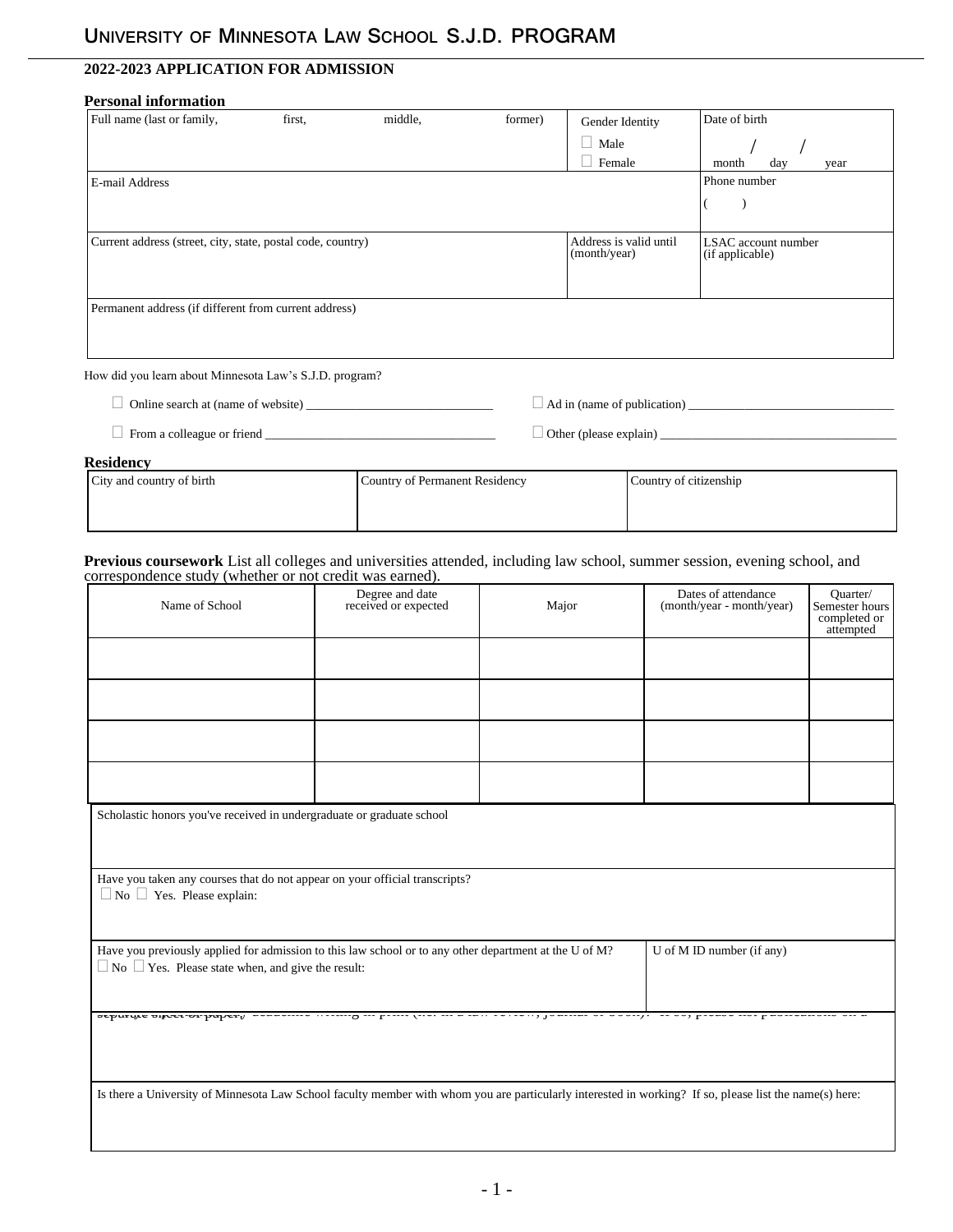# University of Minnesota Law School S.J.D. Program

## 2022-2023 APPLICATION FOR ADMISSION

### Personal information

| Full name (last or family, first, middle, former) | Gender Identity<br>☐ Male<br>☐ Female | Date of birth<br>/ /<br>month day year |
|---|---|---|
| E-mail Address | | Phone number<br>( ) |
| Current address (street, city, state, postal code, country) | Address is valid until (month/year) | LSAC account number (if applicable) |
| Permanent address (if different from current address) | | |

How did you learn about Minnesota Law's S.J.D. program?

☐ Online search at (name of website) ______________________________ ☐ Ad in (name of publication) ________________________________

☐ From a colleague or friend ___________________________________ ☐ Other (please explain) ____________________________________

### Residency

| City and country of birth | Country of Permanent Residency | Country of citizenship |
|---|---|---|
| | | |

**Previous coursework** List all colleges and universities attended, including law school, summer session, evening school, and correspondence study (whether or not credit was earned).

| Name of School | Degree and date received or expected | Major | Dates of attendance (month/year - month/year) | Quarter/ Semester hours completed or attempted |
|---|---|---|---|---|
| | | | | |
| | | | | |
| | | | | |
| | | | | |

Scholastic honors you've received in undergraduate or graduate school

Have you taken any courses that do not appear on your official transcripts?
☐ No ☐ Yes. Please explain:

| Have you previously applied for admission to this law school or to any other department at the U of M?<br>☐ No ☐ Yes. Please state when, and give the result: | U of M ID number (if any) |
|---|---|

Have you published any academic writing in print (i.e. in a law review, journal or book)? If so, please list publications on a separate sheet of paper.

Is there a University of Minnesota Law School faculty member with whom you are particularly interested in working? If so, please list the name(s) here: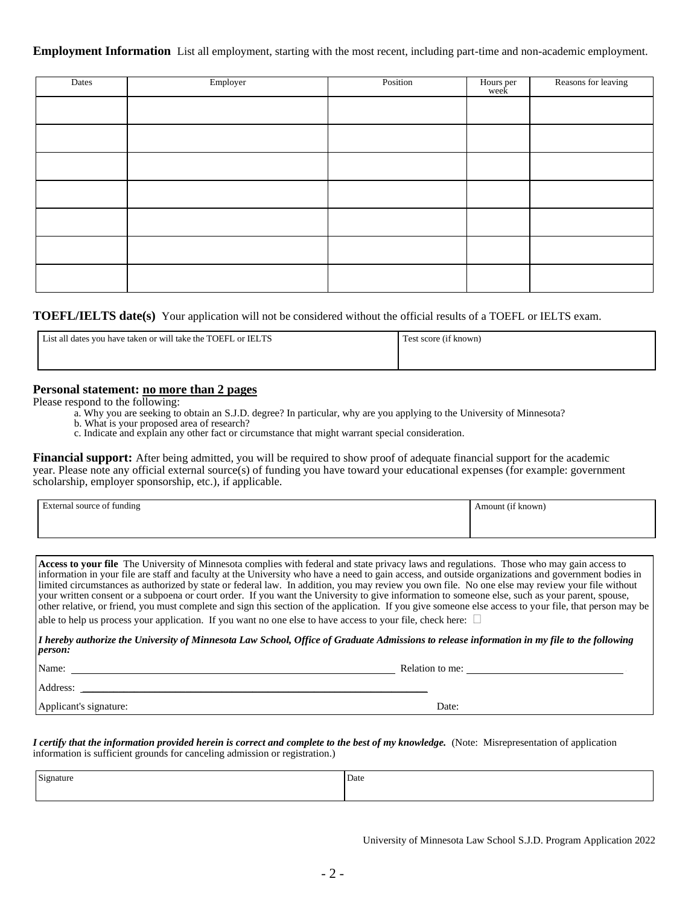**Employment Information** List all employment, starting with the most recent, including part-time and non-academic employment.

| Dates | Employer | Position | Hours per week | Reasons for leaving |
|---|---|---|---|---|
| | | | | |
| | | | | |
| | | | | |
| | | | | |
| | | | | |
| | | | | |
| | | | | |

**TOEFL/IELTS date(s)** Your application will not be considered without the official results of a TOEFL or IELTS exam.

| List all dates you have taken or will take the TOEFL or IELTS | Test score (if known) |
|---|---|
| | |

**Personal statement: no more than 2 pages**

Please respond to the following:

a. Why you are seeking to obtain an S.J.D. degree? In particular, why are you applying to the University of Minnesota?
b. What is your proposed area of research?
c. Indicate and explain any other fact or circumstance that might warrant special consideration.

**Financial support:** After being admitted, you will be required to show proof of adequate financial support for the academic year. Please note any official external source(s) of funding you have toward your educational expenses (for example: government scholarship, employer sponsorship, etc.), if applicable.

| External source of funding | Amount (if known) |
|---|---|
| | |

**Access to your file** The University of Minnesota complies with federal and state privacy laws and regulations. Those who may gain access to information in your file are staff and faculty at the University who have a need to gain access, and outside organizations and government bodies in limited circumstances as authorized by state or federal law. In addition, you may review you own file. No one else may review your file without your written consent or a subpoena or court order. If you want the University to give information to someone else, such as your parent, spouse, other relative, or friend, you must complete and sign this section of the application. If you give someone else access to your file, that person may be able to help us process your application. If you want no one else to have access to your file, check here: ☐

***I hereby authorize the University of Minnesota Law School, Office of Graduate Admissions to release information in my file to the following person:***

Name: ______________________________ Relation to me: ______________________

Address: ______________________________

Applicant's signature: Date:

***I certify that the information provided herein is correct and complete to the best of my knowledge.*** (Note: Misrepresentation of application information is sufficient grounds for canceling admission or registration.)

| Signature | Date |
|---|---|
| | |

University of Minnesota Law School S.J.D. Program Application 2022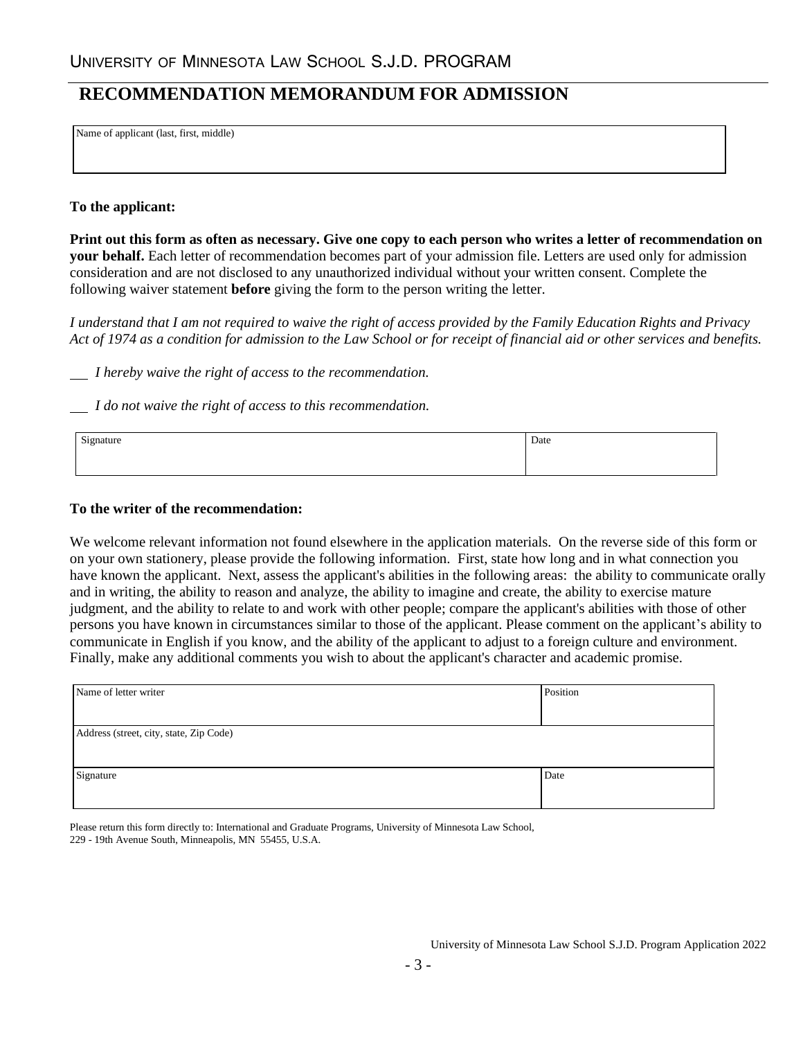University of Minnesota Law School S.J.D. Program

# RECOMMENDATION MEMORANDUM FOR ADMISSION

| Name of applicant (last, first, middle) |
| --- |
| |

**To the applicant:**

**Print out this form as often as necessary. Give one copy to each person who writes a letter of recommendation on your behalf.** Each letter of recommendation becomes part of your admission file. Letters are used only for admission consideration and are not disclosed to any unauthorized individual without your written consent. Complete the following waiver statement **before** giving the form to the person writing the letter.

*I understand that I am not required to waive the right of access provided by the Family Education Rights and Privacy Act of 1974 as a condition for admission to the Law School or for receipt of financial aid or other services and benefits.*

\_\_ *I hereby waive the right of access to the recommendation.*

\_\_ *I do not waive the right of access to this recommendation.*

| Signature | Date |
| --- | --- |
| | |

**To the writer of the recommendation:**

We welcome relevant information not found elsewhere in the application materials. On the reverse side of this form or on your own stationery, please provide the following information. First, state how long and in what connection you have known the applicant. Next, assess the applicant's abilities in the following areas: the ability to communicate orally and in writing, the ability to reason and analyze, the ability to imagine and create, the ability to exercise mature judgment, and the ability to relate to and work with other people; compare the applicant's abilities with those of other persons you have known in circumstances similar to those of the applicant. Please comment on the applicant's ability to communicate in English if you know, and the ability of the applicant to adjust to a foreign culture and environment. Finally, make any additional comments you wish to about the applicant's character and academic promise.

| Name of letter writer | Position |
| --- | --- |
| Address (street, city, state, Zip Code) | |
| Signature | Date |

Please return this form directly to: International and Graduate Programs, University of Minnesota Law School, 229 - 19th Avenue South, Minneapolis, MN 55455, U.S.A.